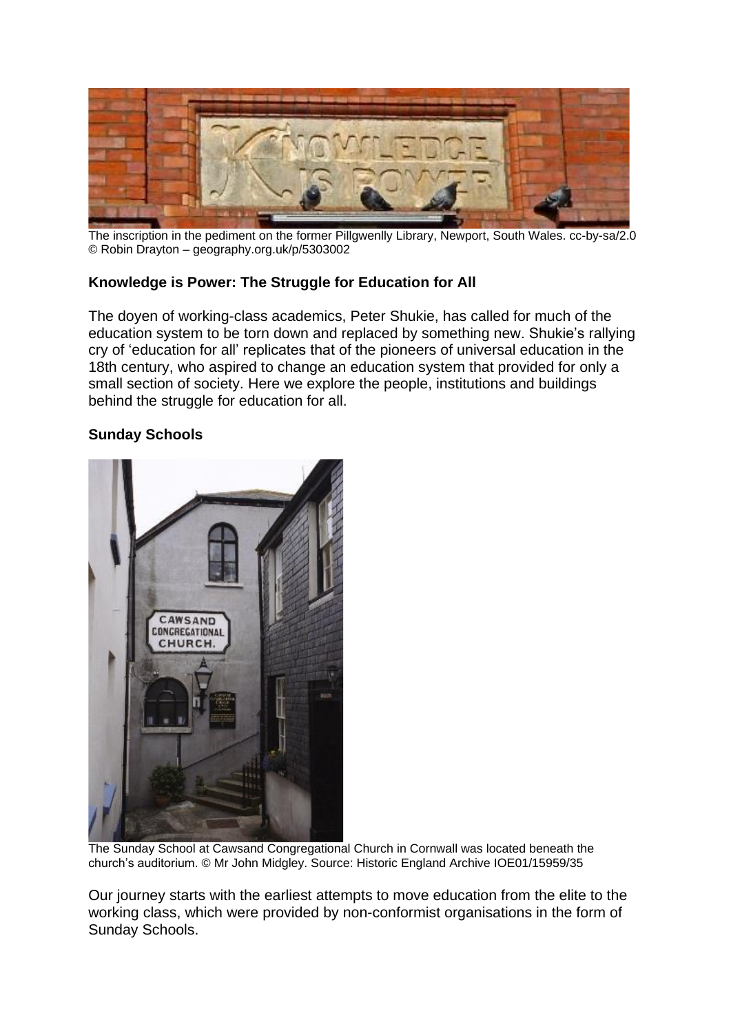The inscription in the pediment on the former Pillgwenlly Library, Newport, South Wales. cc-by-sa/2.0 © Robin Drayton – geography.org.uk/p/5303002

## Knowledge is Power: The Struggle for Education for All

The doyen of working-class academics, Peter Shukie, has called for much of the education system to be torn down and replaced by something new. Shukie's rallying cry of 'education for all' replicates that of the pioneers of universal education in the 18th century, who aspired to change an education system that provided for only a small section of society. Here we explore the people, institutions and buildings behind the struggle for education for all.

### Sunday Schools

The Sunday School at Cawsand Congregational Church in Cornwall was located beneath the church's auditorium. © Mr John Midgley. Source: Historic England Archive IOE01/15959/35

Our journey starts with the earliest attempts to move education from the elite to the working class, which were provided by non-conformist organisations in the form of Sunday Schools.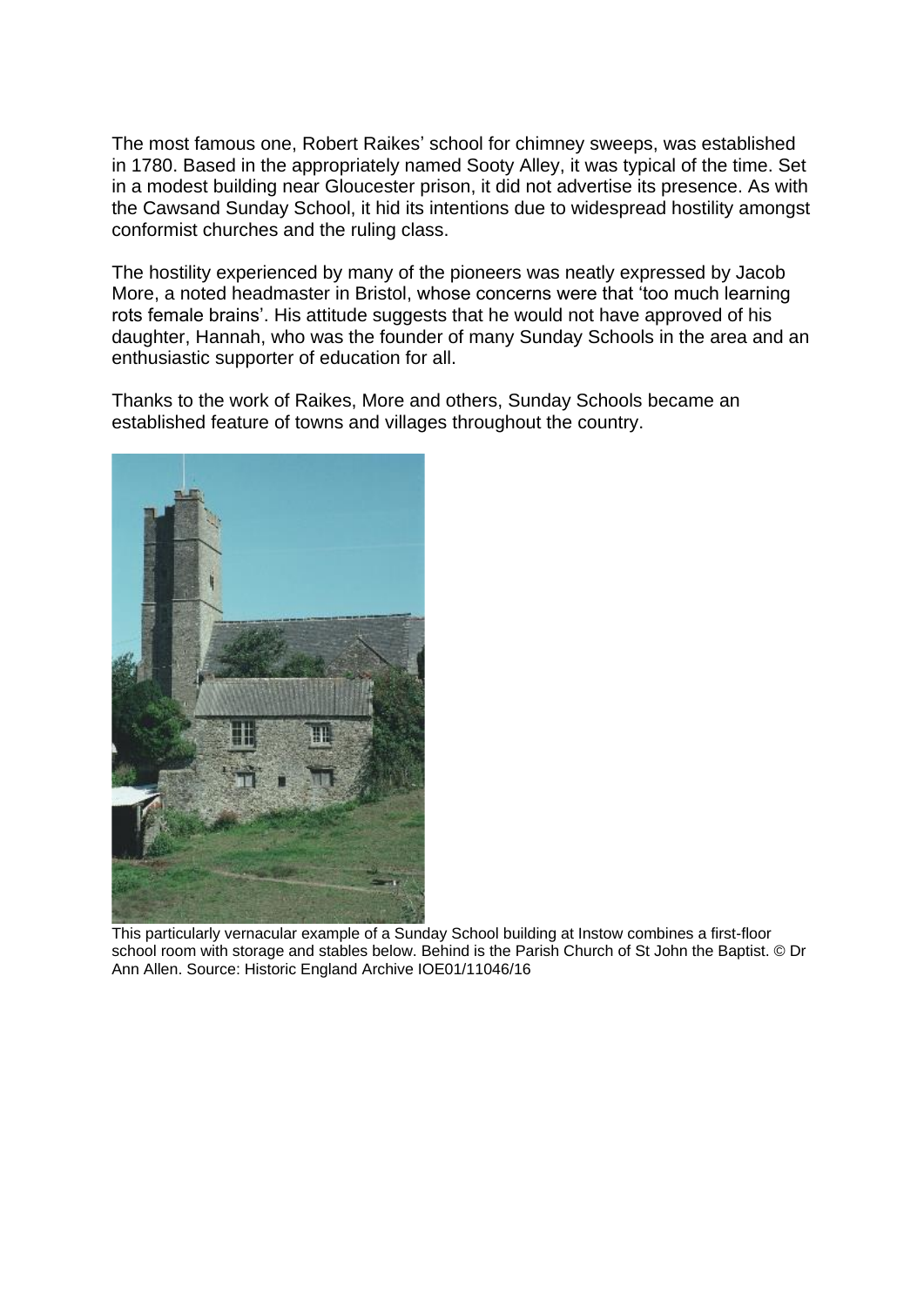The most famous one, Robert Raikes' school for chimney sweeps, was established in 1780. Based in the appropriately named Sooty Alley, it was typical of the time. Set in a modest building near Gloucester prison, it did not advertise its presence. As with the Cawsand Sunday School, it hid its intentions due to widespread hostility amongst conformist churches and the ruling class.

The hostility experienced by many of the pioneers was neatly expressed by Jacob More, a noted headmaster in Bristol, whose concerns were that 'too much learning rots female brains'. His attitude suggests that he would not have approved of his daughter, Hannah, who was the founder of many Sunday Schools in the area and an enthusiastic supporter of education for all.

Thanks to the work of Raikes, More and others, Sunday Schools became an established feature of towns and villages throughout the country.

This particularly vernacular example of a Sunday School building at Instow combines a first-floor school room with storage and stables below. Behind is the Parish Church of St John the Baptist. © Dr Ann Allen. Source: Historic England Archive IOE01/11046/16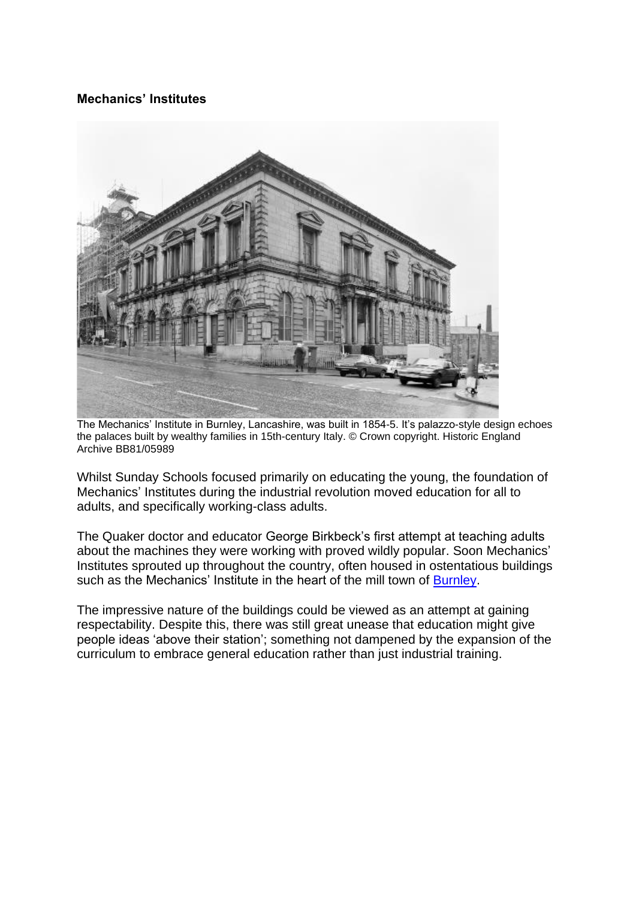**Mechanics' Institutes**

The Mechanics' Institute in Burnley, Lancashire, was built in 1854-5. It's palazzo-style design echoes the palaces built by wealthy families in 15th-century Italy. © Crown copyright. Historic England Archive BB81/05989

Whilst Sunday Schools focused primarily on educating the young, the foundation of Mechanics' Institutes during the industrial revolution moved education for all to adults, and specifically working-class adults.

The Quaker doctor and educator George Birkbeck's first attempt at teaching adults about the machines they were working with proved wildly popular. Soon Mechanics' Institutes sprouted up throughout the country, often housed in ostentatious buildings such as the Mechanics' Institute in the heart of the mill town of Burnley.

The impressive nature of the buildings could be viewed as an attempt at gaining respectability. Despite this, there was still great unease that education might give people ideas 'above their station'; something not dampened by the expansion of the curriculum to embrace general education rather than just industrial training.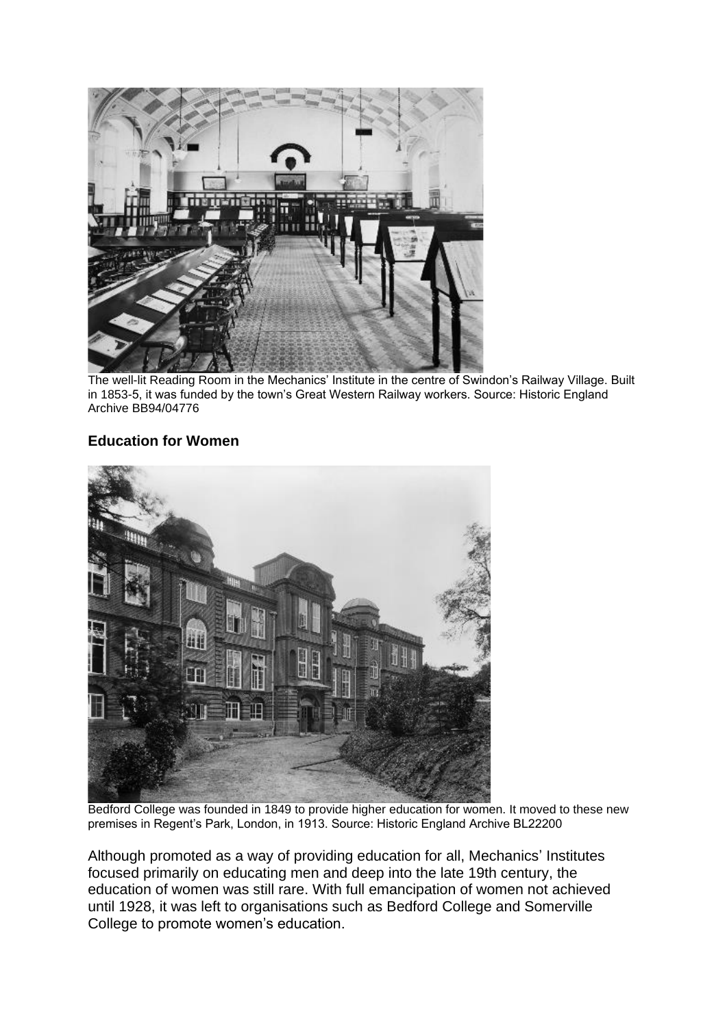The well-lit Reading Room in the Mechanics' Institute in the centre of Swindon's Railway Village. Built in 1853-5, it was funded by the town's Great Western Railway workers. Source: Historic England Archive BB94/04776

## Education for Women

Bedford College was founded in 1849 to provide higher education for women. It moved to these new premises in Regent's Park, London, in 1913. Source: Historic England Archive BL22200

Although promoted as a way of providing education for all, Mechanics' Institutes focused primarily on educating men and deep into the late 19th century, the education of women was still rare. With full emancipation of women not achieved until 1928, it was left to organisations such as Bedford College and Somerville College to promote women's education.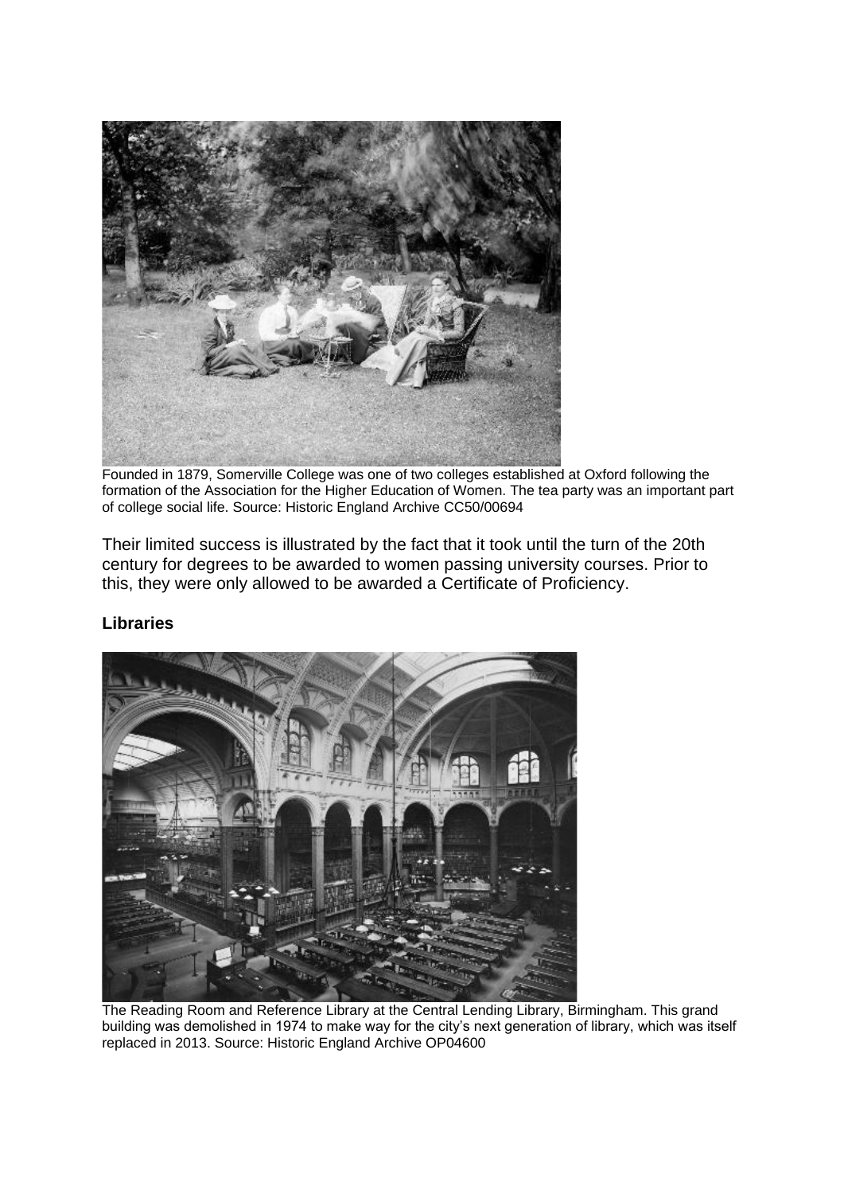Founded in 1879, Somerville College was one of two colleges established at Oxford following the formation of the Association for the Higher Education of Women. The tea party was an important part of college social life. Source: Historic England Archive CC50/00694

Their limited success is illustrated by the fact that it took until the turn of the 20th century for degrees to be awarded to women passing university courses. Prior to this, they were only allowed to be awarded a Certificate of Proficiency.

### Libraries

The Reading Room and Reference Library at the Central Lending Library, Birmingham. This grand building was demolished in 1974 to make way for the city's next generation of library, which was itself replaced in 2013. Source: Historic England Archive OP04600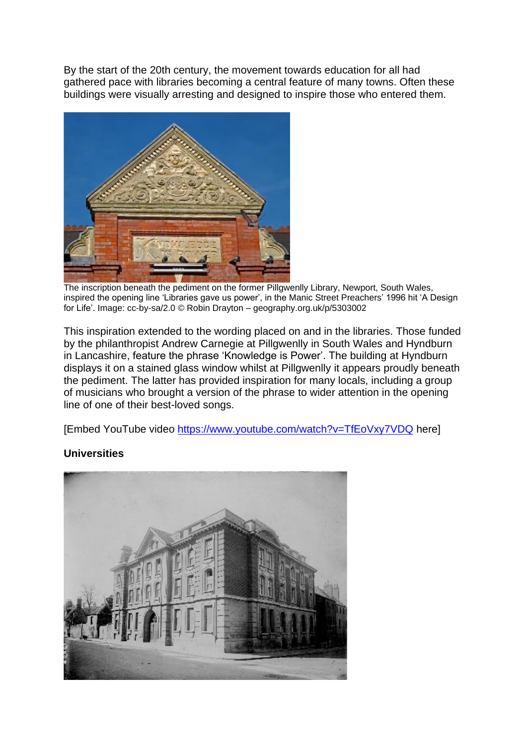By the start of the 20th century, the movement towards education for all had gathered pace with libraries becoming a central feature of many towns. Often these buildings were visually arresting and designed to inspire those who entered them.

The inscription beneath the pediment on the former Pillgwenlly Library, Newport, South Wales, inspired the opening line 'Libraries gave us power', in the Manic Street Preachers' 1996 hit 'A Design for Life'. Image: cc-by-sa/2.0 © Robin Drayton – geograph.org.uk/p/5303002

This inspiration extended to the wording placed on and in the libraries. Those funded by the philanthropist Andrew Carnegie at Pillgwenlly in South Wales and Hyndburn in Lancashire, feature the phrase 'Knowledge is Power'. The building at Hyndburn displays it on a stained glass window whilst at Pillgwenlly it appears proudly beneath the pediment. The latter has provided inspiration for many locals, including a group of musicians who brought a version of the phrase to wider attention in the opening line of one of their best-loved songs.

[Embed YouTube video https://www.youtube.com/watch?v=TfEoVxy7VDQ here]

**Universities**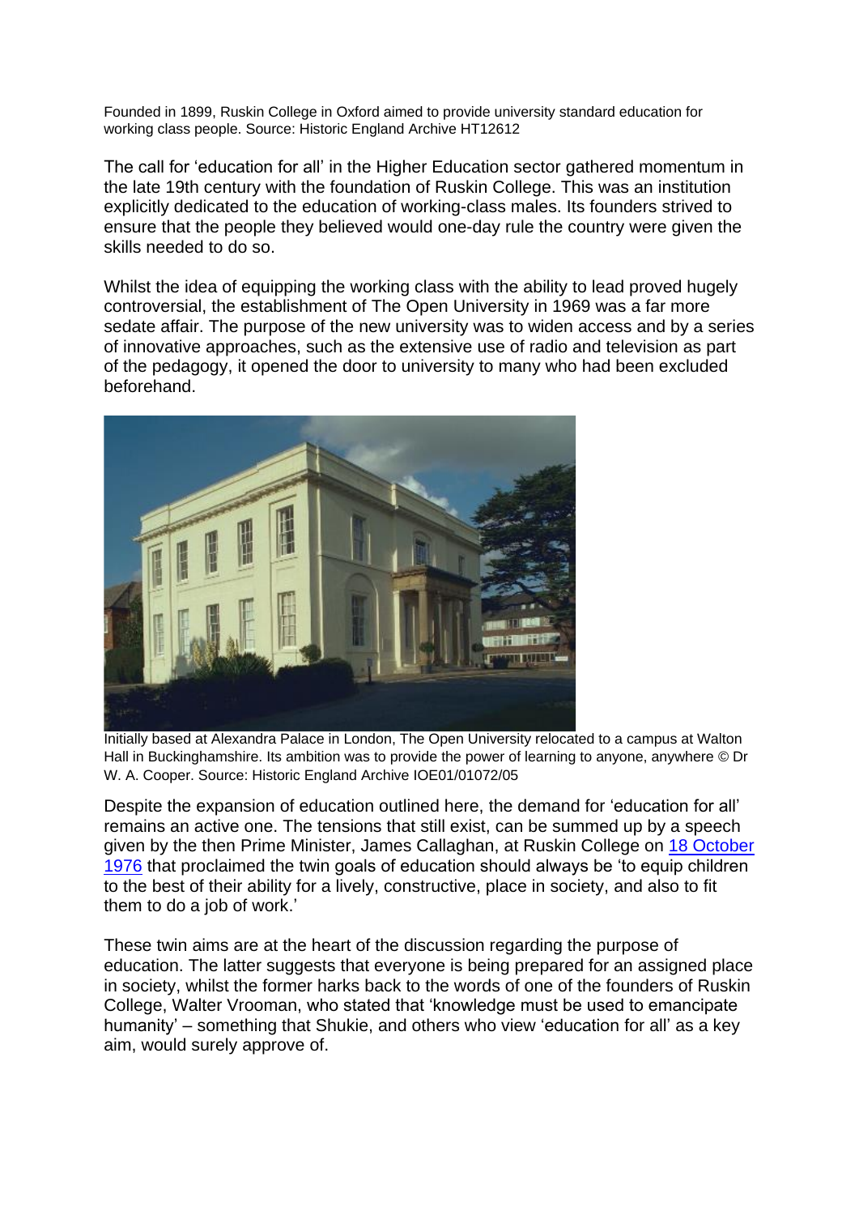Founded in 1899, Ruskin College in Oxford aimed to provide university standard education for working class people. Source: Historic England Archive HT12612

The call for 'education for all' in the Higher Education sector gathered momentum in the late 19th century with the foundation of Ruskin College. This was an institution explicitly dedicated to the education of working-class males. Its founders strived to ensure that the people they believed would one-day rule the country were given the skills needed to do so.

Whilst the idea of equipping the working class with the ability to lead proved hugely controversial, the establishment of The Open University in 1969 was a far more sedate affair. The purpose of the new university was to widen access and by a series of innovative approaches, such as the extensive use of radio and television as part of the pedagogy, it opened the door to university to many who had been excluded beforehand.

Initially based at Alexandra Palace in London, The Open University relocated to a campus at Walton Hall in Buckinghamshire. Its ambition was to provide the power of learning to anyone, anywhere © Dr W. A. Cooper. Source: Historic England Archive IOE01/01072/05

Despite the expansion of education outlined here, the demand for 'education for all' remains an active one. The tensions that still exist, can be summed up by a speech given by the then Prime Minister, James Callaghan, at Ruskin College on [18 October 1976] that proclaimed the twin goals of education should always be 'to equip children to the best of their ability for a lively, constructive, place in society, and also to fit them to do a job of work.'

These twin aims are at the heart of the discussion regarding the purpose of education. The latter suggests that everyone is being prepared for an assigned place in society, whilst the former harks back to the words of one of the founders of Ruskin College, Walter Vrooman, who stated that 'knowledge must be used to emancipate humanity' – something that Shukie, and others who view 'education for all' as a key aim, would surely approve of.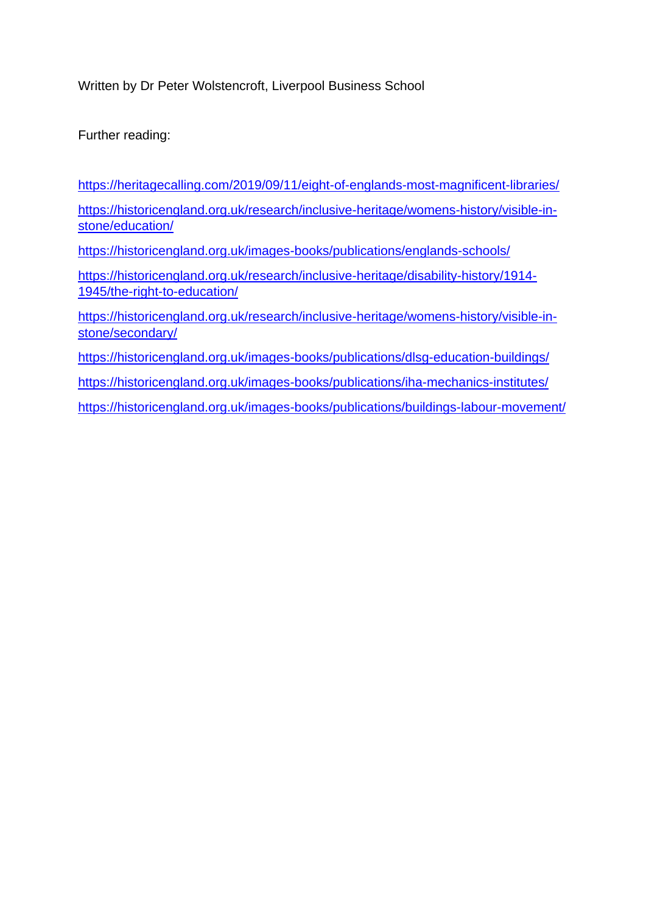Written by Dr Peter Wolstencroft, Liverpool Business School

Further reading:

https://heritagecalling.com/2019/09/11/eight-of-englands-most-magnificent-libraries/

https://historicengland.org.uk/research/inclusive-heritage/womens-history/visible-in-stone/education/

https://historicengland.org.uk/images-books/publications/englands-schools/

https://historicengland.org.uk/research/inclusive-heritage/disability-history/1914-1945/the-right-to-education/

https://historicengland.org.uk/research/inclusive-heritage/womens-history/visible-in-stone/secondary/

https://historicengland.org.uk/images-books/publications/dlsg-education-buildings/

https://historicengland.org.uk/images-books/publications/iha-mechanics-institutes/

https://historicengland.org.uk/images-books/publications/buildings-labour-movement/